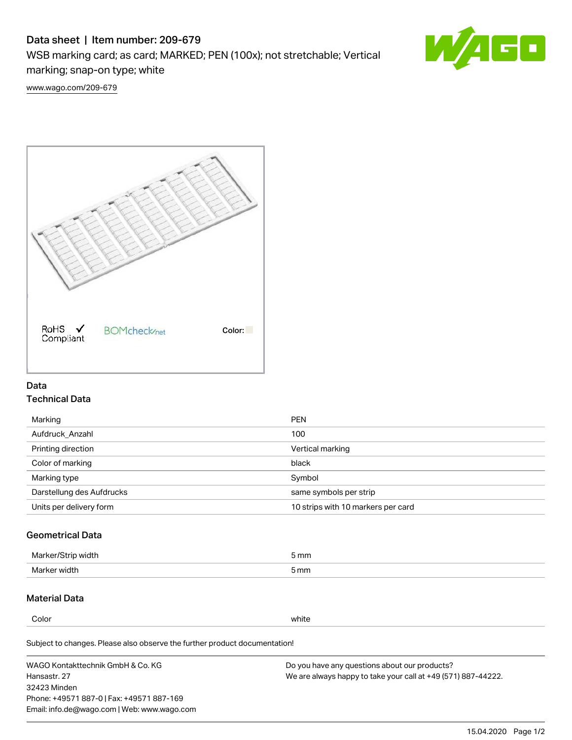# Data sheet | Item number: 209-679

WSB marking card; as card; MARKED; PEN (100x); not stretchable; Vertical marking; snap-on type; white

www.wago.com/209-679

RoHS Compliant BOMcheck.net Color:

## Data

### Technical Data

| Marking | PEN |
| --- | --- |
| Aufdruck_Anzahl | 100 |
| Printing direction | Vertical marking |
| Color of marking | black |
| Marking type | Symbol |
| Darstellung des Aufdrucks | same symbols per strip |
| Units per delivery form | 10 strips with 10 markers per card |

### Geometrical Data

| Marker/Strip width | 5 mm |
| --- | --- |
| Marker width | 5 mm |

### Material Data

| Color | white |
| --- | --- |

Subject to changes. Please also observe the further product documentation!

WAGO Kontakttechnik GmbH & Co. KG
Hansastr. 27
32423 Minden
Phone: +49571 887-0 | Fax: +49571 887-169
Email: info.de@wago.com | Web: www.wago.com

Do you have any questions about our products?
We are always happy to take your call at +49 (571) 887-44222.

15.04.2020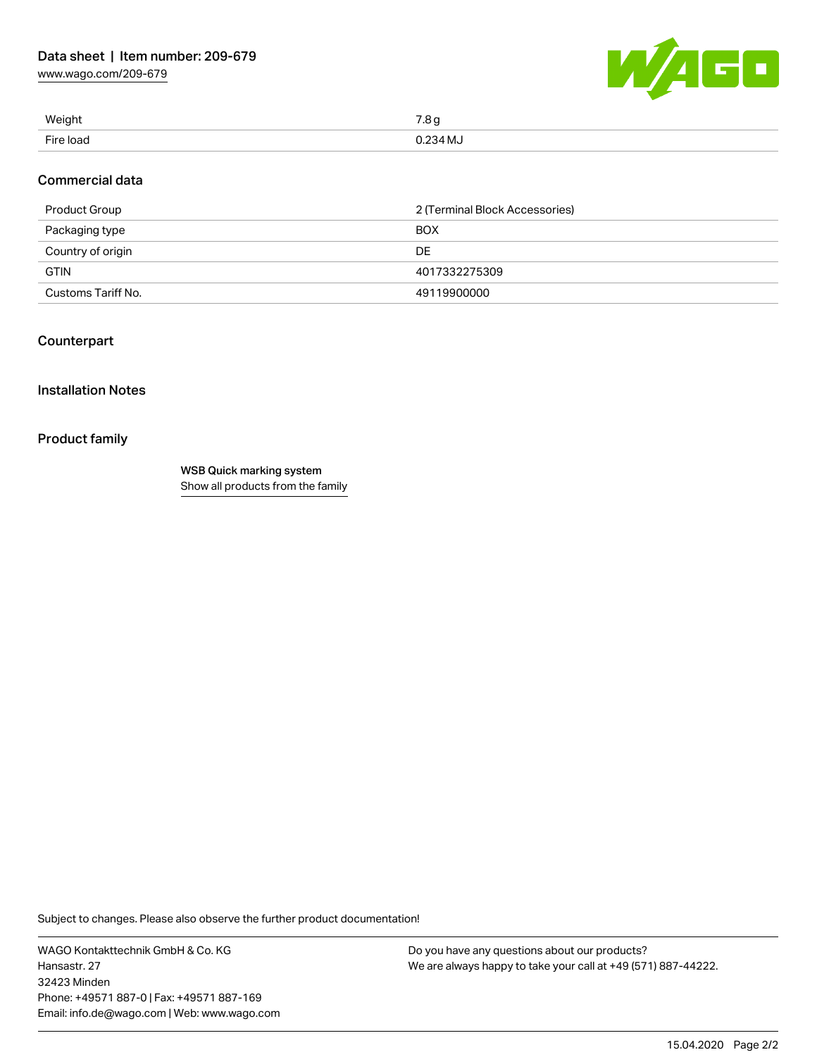| | |
|---|---|
| Weight | 7.8 g |
| Fire load | 0.234 MJ |

## Commercial data

| | |
|---|---|
| Product Group | 2 (Terminal Block Accessories) |
| Packaging type | BOX |
| Country of origin | DE |
| GTIN | 4017332275309 |
| Customs Tariff No. | 49119900000 |

## Counterpart

## Installation Notes

## Product family

**WSB Quick marking system**
Show all products from the family

Subject to changes. Please also observe the further product documentation!

WAGO Kontakttechnik GmbH & Co. KG
Hansastr. 27
32423 Minden
Phone: +49571 887-0 | Fax: +49571 887-169
Email: info.de@wago.com | Web: www.wago.com

Do you have any questions about our products?
We are always happy to take your call at +49 (571) 887-44222.